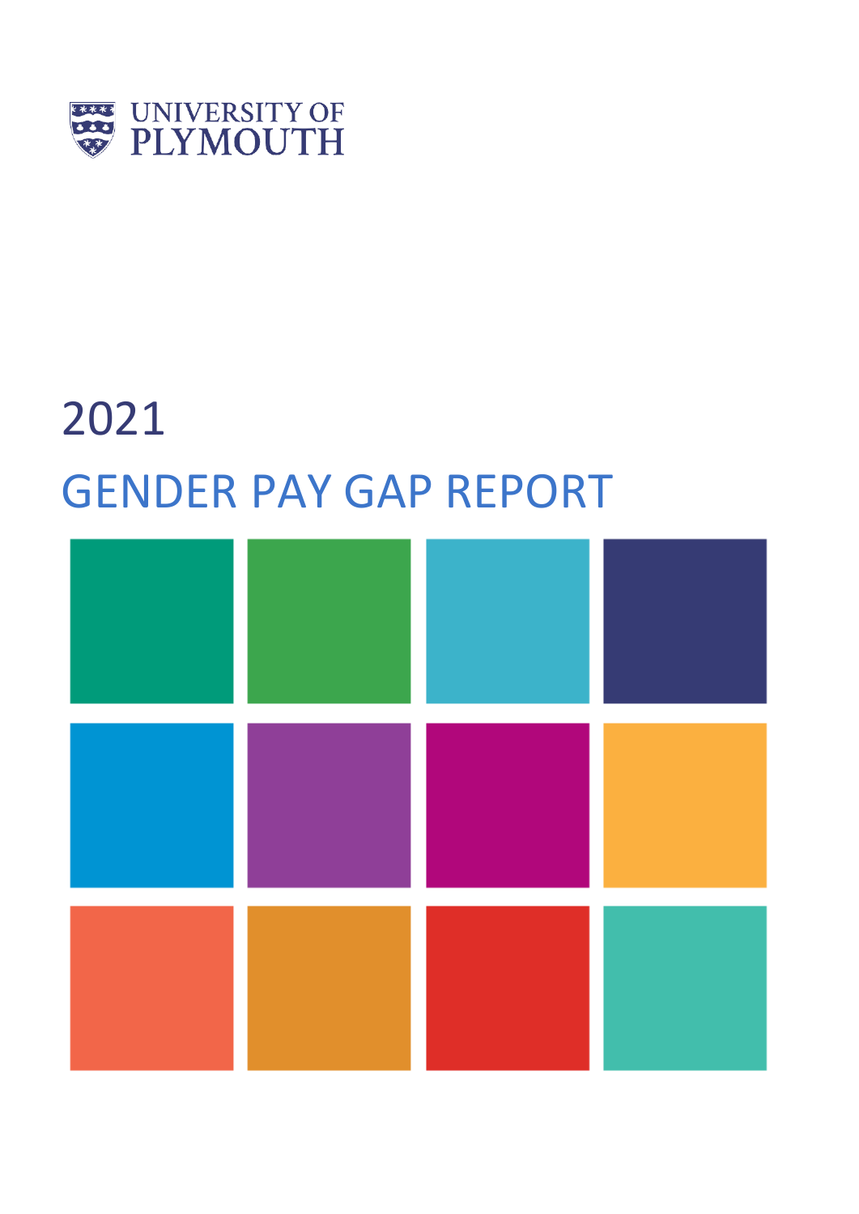UNIVERSITY OF PLYMOUTH

2021

# GENDER PAY GAP REPORT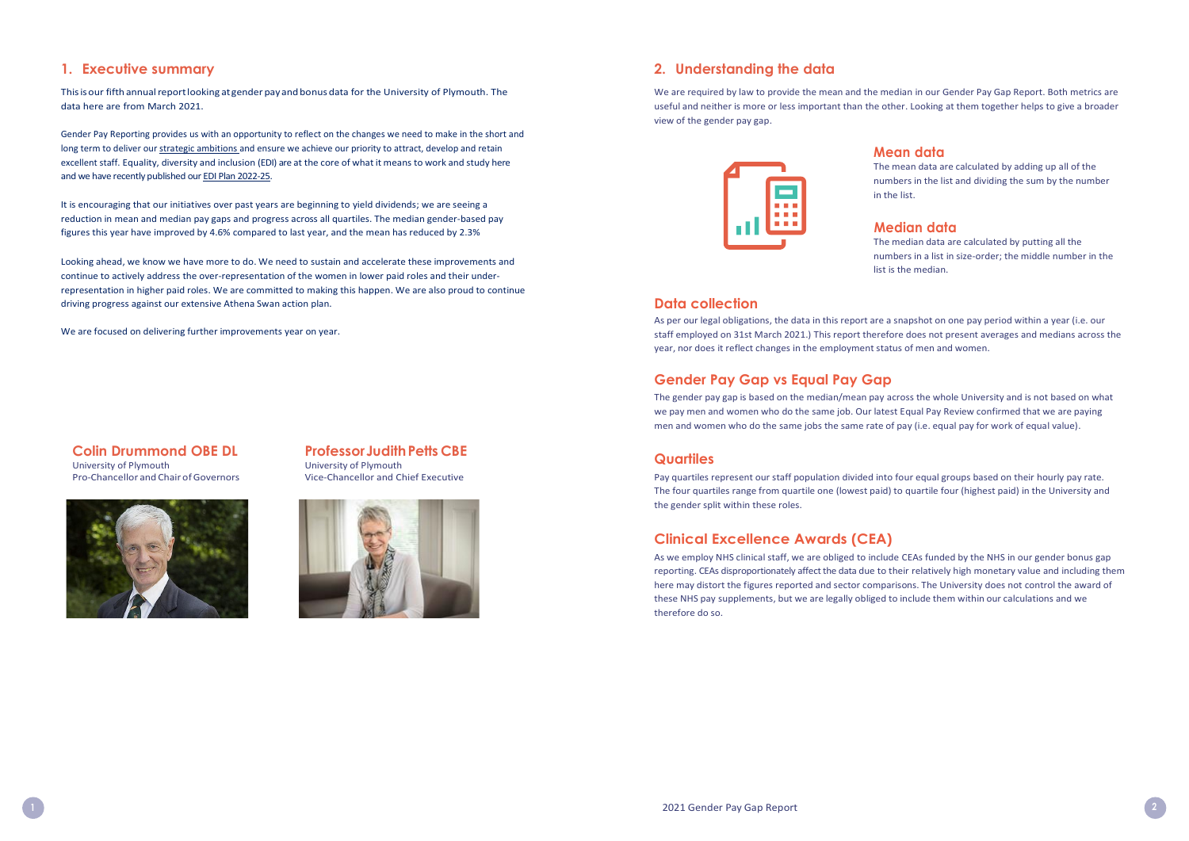## 1. Executive summary

This is our fifth annual report looking at gender pay and bonus data for the University of Plymouth. The data here are from March 2021.

Gender Pay Reporting provides us with an opportunity to reflect on the changes we need to make in the short and long term to deliver our strategic ambitions and ensure we achieve our priority to attract, develop and retain excellent staff. Equality, diversity and inclusion (EDI) are at the core of what it means to work and study here and we have recently published our EDI Plan 2022-25.

It is encouraging that our initiatives over past years are beginning to yield dividends; we are seeing a reduction in mean and median pay gaps and progress across all quartiles. The median gender-based pay figures this year have improved by 4.6% compared to last year, and the mean has reduced by 2.3%

Looking ahead, we know we have more to do. We need to sustain and accelerate these improvements and continue to actively address the over-representation of the women in lower paid roles and their under-representation in higher paid roles. We are committed to making this happen. We are also proud to continue driving progress against our extensive Athena Swan action plan.

We are focused on delivering further improvements year on year.

**Colin Drummond OBE DL**
University of Plymouth
Pro-Chancellor and Chair of Governors

**Professor Judith Petts CBE**
University of Plymouth
Vice-Chancellor and Chief Executive

## 2. Understanding the data

We are required by law to provide the mean and the median in our Gender Pay Gap Report. Both metrics are useful and neither is more or less important than the other. Looking at them together helps to give a broader view of the gender pay gap.

### Mean data

The mean data are calculated by adding up all of the numbers in the list and dividing the sum by the number in the list.

### Median data

The median data are calculated by putting all the numbers in a list in size-order; the middle number in the list is the median.

### Data collection

As per our legal obligations, the data in this report are a snapshot on one pay period within a year (i.e. our staff employed on 31st March 2021.) This report therefore does not present averages and medians across the year, nor does it reflect changes in the employment status of men and women.

### Gender Pay Gap vs Equal Pay Gap

The gender pay gap is based on the median/mean pay across the whole University and is not based on what we pay men and women who do the same job. Our latest Equal Pay Review confirmed that we are paying men and women who do the same jobs the same rate of pay (i.e. equal pay for work of equal value).

### Quartiles

Pay quartiles represent our staff population divided into four equal groups based on their hourly pay rate. The four quartiles range from quartile one (lowest paid) to quartile four (highest paid) in the University and the gender split within these roles.

### Clinical Excellence Awards (CEA)

As we employ NHS clinical staff, we are obliged to include CEAs funded by the NHS in our gender bonus gap reporting. CEAs disproportionately affect the data due to their relatively high monetary value and including them here may distort the figures reported and sector comparisons. The University does not control the award of these NHS pay supplements, but we are legally obliged to include them within our calculations and we therefore do so.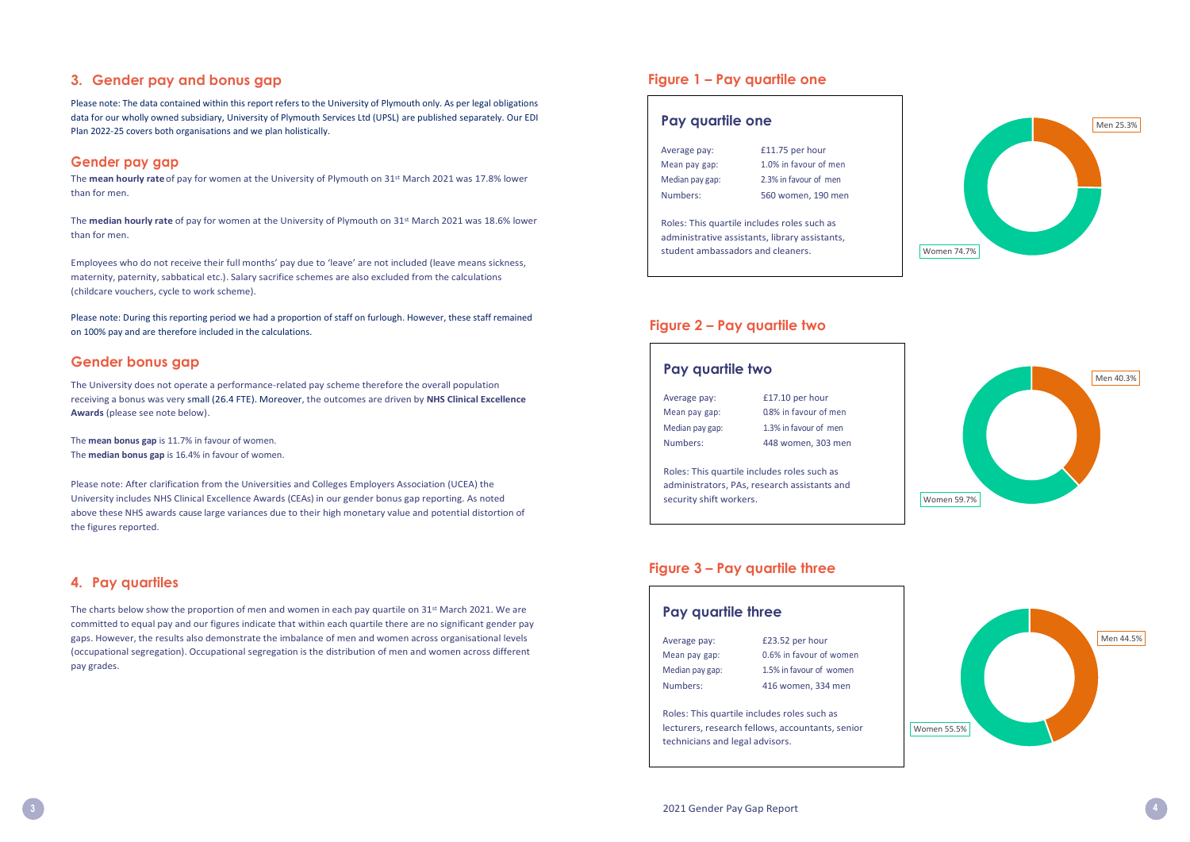## 3. Gender pay and bonus gap

Please note: The data contained within this report refers to the University of Plymouth only. As per legal obligations data for our wholly owned subsidiary, University of Plymouth Services Ltd (UPSL) are published separately. Our EDI Plan 2022-25 covers both organisations and we plan holistically.

### Gender pay gap

The **mean hourly rate** of pay for women at the University of Plymouth on 31st March 2021 was 17.8% lower than for men.

The **median hourly rate** of pay for women at the University of Plymouth on 31st March 2021 was 18.6% lower than for men.

Employees who do not receive their full months' pay due to 'leave' are not included (leave means sickness, maternity, paternity, sabbatical etc.). Salary sacrifice schemes are also excluded from the calculations (childcare vouchers, cycle to work scheme).

Please note: During this reporting period we had a proportion of staff on furlough. However, these staff remained on 100% pay and are therefore included in the calculations.

### Gender bonus gap

The University does not operate a performance-related pay scheme therefore the overall population receiving a bonus was very small (26.4 FTE). Moreover, the outcomes are driven by **NHS Clinical Excellence Awards** (please see note below).

The **mean bonus gap** is 11.7% in favour of women.
The **median bonus gap** is 16.4% in favour of women.

Please note: After clarification from the Universities and Colleges Employers Association (UCEA) the University includes NHS Clinical Excellence Awards (CEAs) in our gender bonus gap reporting. As noted above these NHS awards cause large variances due to their high monetary value and potential distortion of the figures reported.

## 4. Pay quartiles

The charts below show the proportion of men and women in each pay quartile on 31st March 2021. We are committed to equal pay and our figures indicate that within each quartile there are no significant gender pay gaps. However, the results also demonstrate the imbalance of men and women across organisational levels (occupational segregation). Occupational segregation is the distribution of men and women across different pay grades.

### Figure 1 – Pay quartile one

**Pay quartile one**

| | |
|---|---|
| Average pay: | £11.75 per hour |
| Mean pay gap: | 1.0% in favour of men |
| Median pay gap: | 2.3% in favour of men |
| Numbers: | 560 women, 190 men |

Roles: This quartile includes roles such as administrative assistants, library assistants, student ambassadors and cleaners.

Men 25.3%
Women 74.7%

### Figure 2 – Pay quartile two

**Pay quartile two**

| | |
|---|---|
| Average pay: | £17.10 per hour |
| Mean pay gap: | 0.8% in favour of men |
| Median pay gap: | 1.3% in favour of men |
| Numbers: | 448 women, 303 men |

Roles: This quartile includes roles such as administrators, PAs, research assistants and security shift workers.

Men 40.3%
Women 59.7%

### Figure 3 – Pay quartile three

**Pay quartile three**

| | |
|---|---|
| Average pay: | £23.52 per hour |
| Mean pay gap: | 0.6% in favour of women |
| Median pay gap: | 1.5% in favour of women |
| Numbers: | 416 women, 334 men |

Roles: This quartile includes roles such as lecturers, research fellows, accountants, senior technicians and legal advisors.

Men 44.5%
Women 55.5%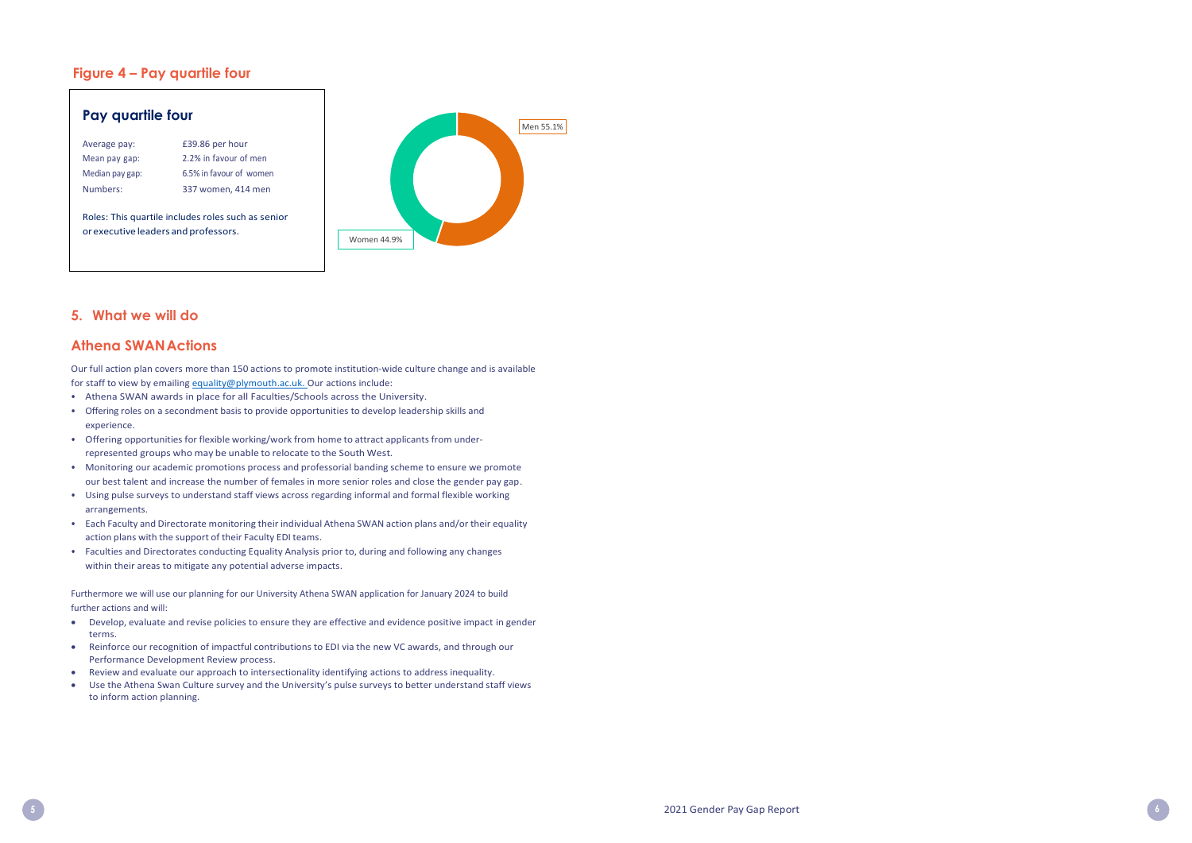## Figure 4 – Pay quartile four

### Pay quartile four

| | |
|---|---|
| Average pay: | £39.86 per hour |
| Mean pay gap: | 2.2% in favour of men |
| Median pay gap: | 6.5% in favour of women |
| Numbers: | 337 women, 414 men |

Roles: This quartile includes roles such as senior or executive leaders and professors.

Men 55.1%

Women 44.9%

## 5. What we will do

## Athena SWAN Actions

Our full action plan covers more than 150 actions to promote institution-wide culture change and is available for staff to view by emailing equality@plymouth.ac.uk. Our actions include:

- Athena SWAN awards in place for all Faculties/Schools across the University.
- Offering roles on a secondment basis to provide opportunities to develop leadership skills and experience.
- Offering opportunities for flexible working/work from home to attract applicants from under-represented groups who may be unable to relocate to the South West.
- Monitoring our academic promotions process and professorial banding scheme to ensure we promote our best talent and increase the number of females in more senior roles and close the gender pay gap.
- Using pulse surveys to understand staff views across regarding informal and formal flexible working arrangements.
- Each Faculty and Directorate monitoring their individual Athena SWAN action plans and/or their equality action plans with the support of their Faculty EDI teams.
- Faculties and Directorates conducting Equality Analysis prior to, during and following any changes within their areas to mitigate any potential adverse impacts.

Furthermore we will use our planning for our University Athena SWAN application for January 2024 to build further actions and will:

- Develop, evaluate and revise policies to ensure they are effective and evidence positive impact in gender terms.
- Reinforce our recognition of impactful contributions to EDI via the new VC awards, and through our Performance Development Review process.
- Review and evaluate our approach to intersectionality identifying actions to address inequality.
- Use the Athena Swan Culture survey and the University's pulse surveys to better understand staff views to inform action planning.